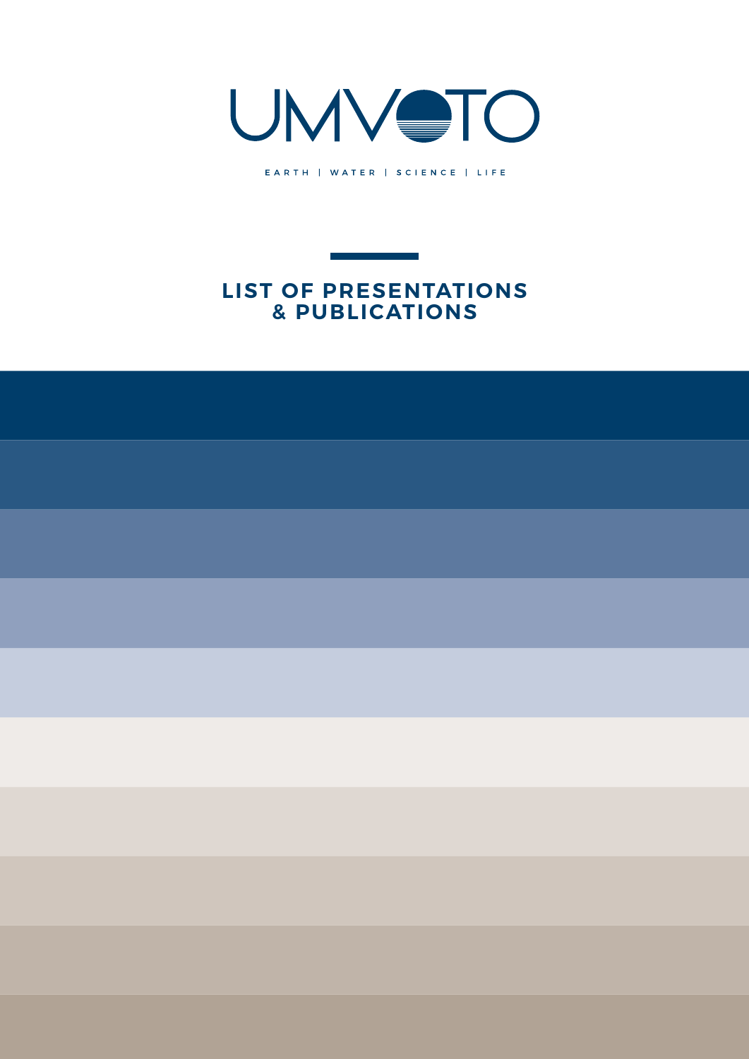# UMVOTO

EARTH | WATER | SCIENCE | LIFE

## LIST OF PRESENTATIONS & PUBLICATIONS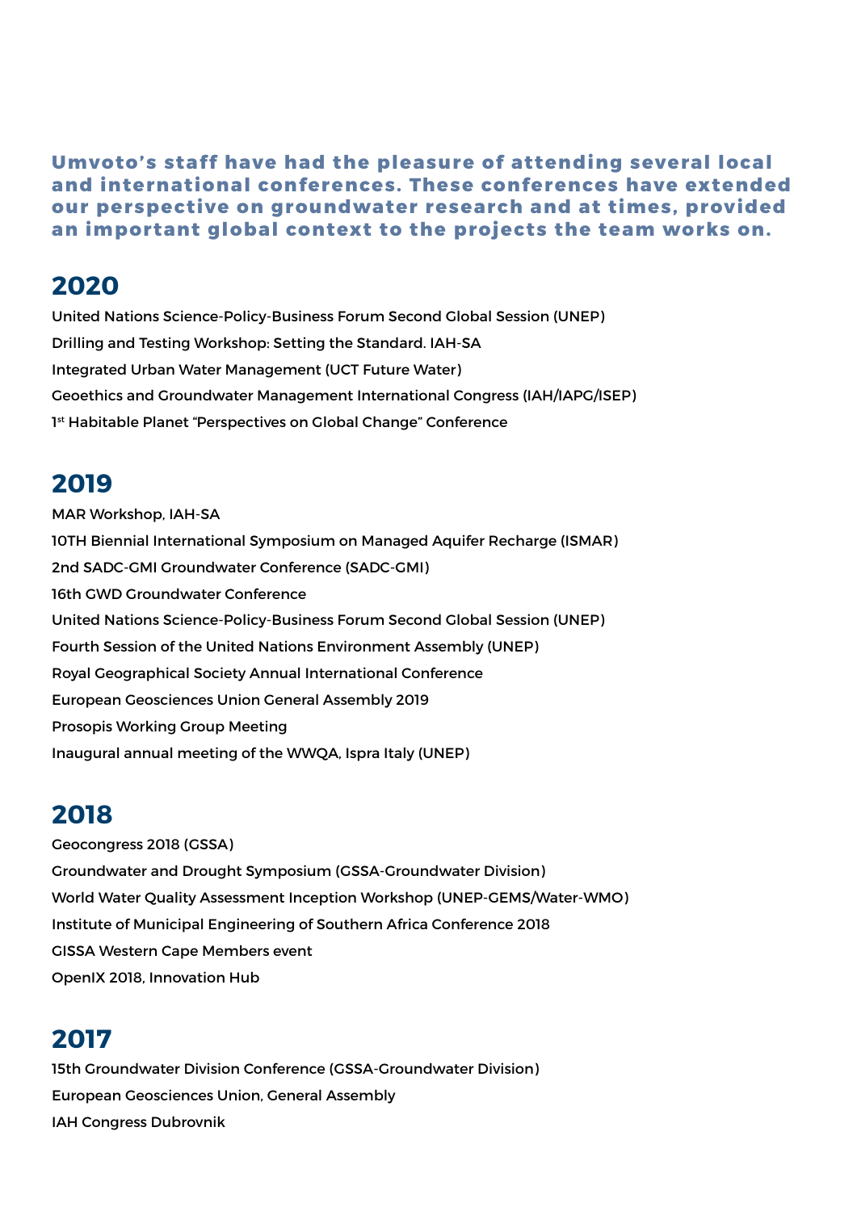**Umvoto's staff have had the pleasure of attending several local and international conferences. These conferences have extended our perspective on groundwater research and at times, provided an important global context to the projects the team works on.**

## 2020

United Nations Science-Policy-Business Forum Second Global Session (UNEP)

Drilling and Testing Workshop: Setting the Standard. IAH-SA

Integrated Urban Water Management (UCT Future Water)

Geoethics and Groundwater Management International Congress (IAH/IAPG/ISEP)

1st Habitable Planet "Perspectives on Global Change" Conference

## 2019

MAR Workshop, IAH-SA

10TH Biennial International Symposium on Managed Aquifer Recharge (ISMAR)

2nd SADC-GMI Groundwater Conference (SADC-GMI)

16th GWD Groundwater Conference

United Nations Science-Policy-Business Forum Second Global Session (UNEP)

Fourth Session of the United Nations Environment Assembly (UNEP)

Royal Geographical Society Annual International Conference

European Geosciences Union General Assembly 2019

Prosopis Working Group Meeting

Inaugural annual meeting of the WWQA, Ispra Italy (UNEP)

## 2018

Geocongress 2018 (GSSA)

Groundwater and Drought Symposium (GSSA-Groundwater Division)

World Water Quality Assessment Inception Workshop (UNEP-GEMS/Water-WMO)

Institute of Municipal Engineering of Southern Africa Conference 2018

GISSA Western Cape Members event

OpenIX 2018, Innovation Hub

## 2017

15th Groundwater Division Conference (GSSA-Groundwater Division)

European Geosciences Union, General Assembly

IAH Congress Dubrovnik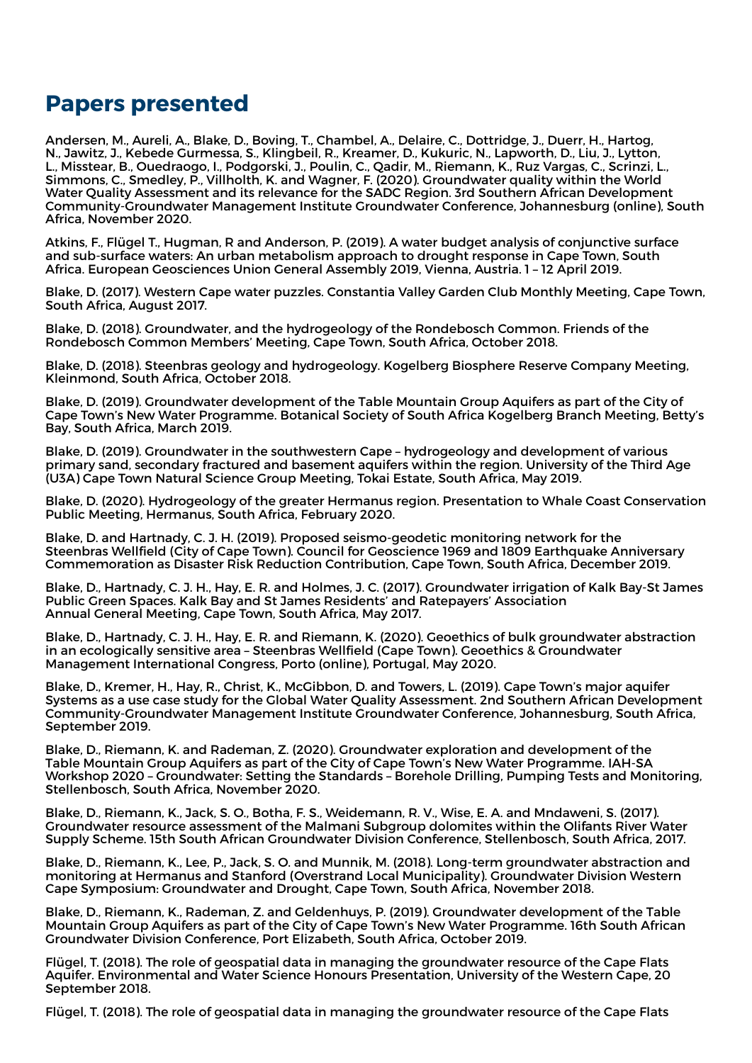## Papers presented

Andersen, M., Aureli, A., Blake, D., Boving, T., Chambel, A., Delaire, C., Dottridge, J., Duerr, H., Hartog, N., Jawitz, J., Kebede Gurmessa, S., Klingbeil, R., Kreamer, D., Kukuric, N., Lapworth, D., Liu, J., Lytton, L., Misstear, B., Ouedraogo, I., Podgorski, J., Poulin, C., Qadir, M., Riemann, K., Ruz Vargas, C., Scrinzi, L., Simmons, C., Smedley, P., Villholth, K. and Wagner, F. (2020). Groundwater quality within the World Water Quality Assessment and its relevance for the SADC Region. 3rd Southern African Development Community-Groundwater Management Institute Groundwater Conference, Johannesburg (online), South Africa, November 2020.

Atkins, F., Flügel T., Hugman, R and Anderson, P. (2019). A water budget analysis of conjunctive surface and sub-surface waters: An urban metabolism approach to drought response in Cape Town, South Africa. European Geosciences Union General Assembly 2019, Vienna, Austria. 1 – 12 April 2019.

Blake, D. (2017). Western Cape water puzzles. Constantia Valley Garden Club Monthly Meeting, Cape Town, South Africa, August 2017.

Blake, D. (2018). Groundwater, and the hydrogeology of the Rondebosch Common. Friends of the Rondebosch Common Members' Meeting, Cape Town, South Africa, October 2018.

Blake, D. (2018). Steenbras geology and hydrogeology. Kogelberg Biosphere Reserve Company Meeting, Kleinmond, South Africa, October 2018.

Blake, D. (2019). Groundwater development of the Table Mountain Group Aquifers as part of the City of Cape Town's New Water Programme. Botanical Society of South Africa Kogelberg Branch Meeting, Betty's Bay, South Africa, March 2019.

Blake, D. (2019). Groundwater in the southwestern Cape – hydrogeology and development of various primary sand, secondary fractured and basement aquifers within the region. University of the Third Age (U3A) Cape Town Natural Science Group Meeting, Tokai Estate, South Africa, May 2019.

Blake, D. (2020). Hydrogeology of the greater Hermanus region. Presentation to Whale Coast Conservation Public Meeting, Hermanus, South Africa, February 2020.

Blake, D. and Hartnady, C. J. H. (2019). Proposed seismo-geodetic monitoring network for the Steenbras Wellfield (City of Cape Town). Council for Geoscience 1969 and 1809 Earthquake Anniversary Commemoration as Disaster Risk Reduction Contribution, Cape Town, South Africa, December 2019.

Blake, D., Hartnady, C. J. H., Hay, E. R. and Holmes, J. C. (2017). Groundwater irrigation of Kalk Bay-St James Public Green Spaces. Kalk Bay and St James Residents' and Ratepayers' Association Annual General Meeting, Cape Town, South Africa, May 2017.

Blake, D., Hartnady, C. J. H., Hay, E. R. and Riemann, K. (2020). Geoethics of bulk groundwater abstraction in an ecologically sensitive area – Steenbras Wellfield (Cape Town). Geoethics & Groundwater Management International Congress, Porto (online), Portugal, May 2020.

Blake, D., Kremer, H., Hay, R., Christ, K., McGibbon, D. and Towers, L. (2019). Cape Town's major aquifer Systems as a use case study for the Global Water Quality Assessment. 2nd Southern African Development Community-Groundwater Management Institute Groundwater Conference, Johannesburg, South Africa, September 2019.

Blake, D., Riemann, K. and Rademan, Z. (2020). Groundwater exploration and development of the Table Mountain Group Aquifers as part of the City of Cape Town's New Water Programme. IAH-SA Workshop 2020 – Groundwater: Setting the Standards – Borehole Drilling, Pumping Tests and Monitoring, Stellenbosch, South Africa, November 2020.

Blake, D., Riemann, K., Jack, S. O., Botha, F. S., Weidemann, R. V., Wise, E. A. and Mndaweni, S. (2017). Groundwater resource assessment of the Malmani Subgroup dolomites within the Olifants River Water Supply Scheme. 15th South African Groundwater Division Conference, Stellenbosch, South Africa, 2017.

Blake, D., Riemann, K., Lee, P., Jack, S. O. and Munnik, M. (2018). Long-term groundwater abstraction and monitoring at Hermanus and Stanford (Overstrand Local Municipality). Groundwater Division Western Cape Symposium: Groundwater and Drought, Cape Town, South Africa, November 2018.

Blake, D., Riemann, K., Rademan, Z. and Geldenhuys, P. (2019). Groundwater development of the Table Mountain Group Aquifers as part of the City of Cape Town's New Water Programme. 16th South African Groundwater Division Conference, Port Elizabeth, South Africa, October 2019.

Flügel, T. (2018). The role of geospatial data in managing the groundwater resource of the Cape Flats Aquifer. Environmental and Water Science Honours Presentation, University of the Western Cape, 20 September 2018.

Flügel, T. (2018). The role of geospatial data in managing the groundwater resource of the Cape Flats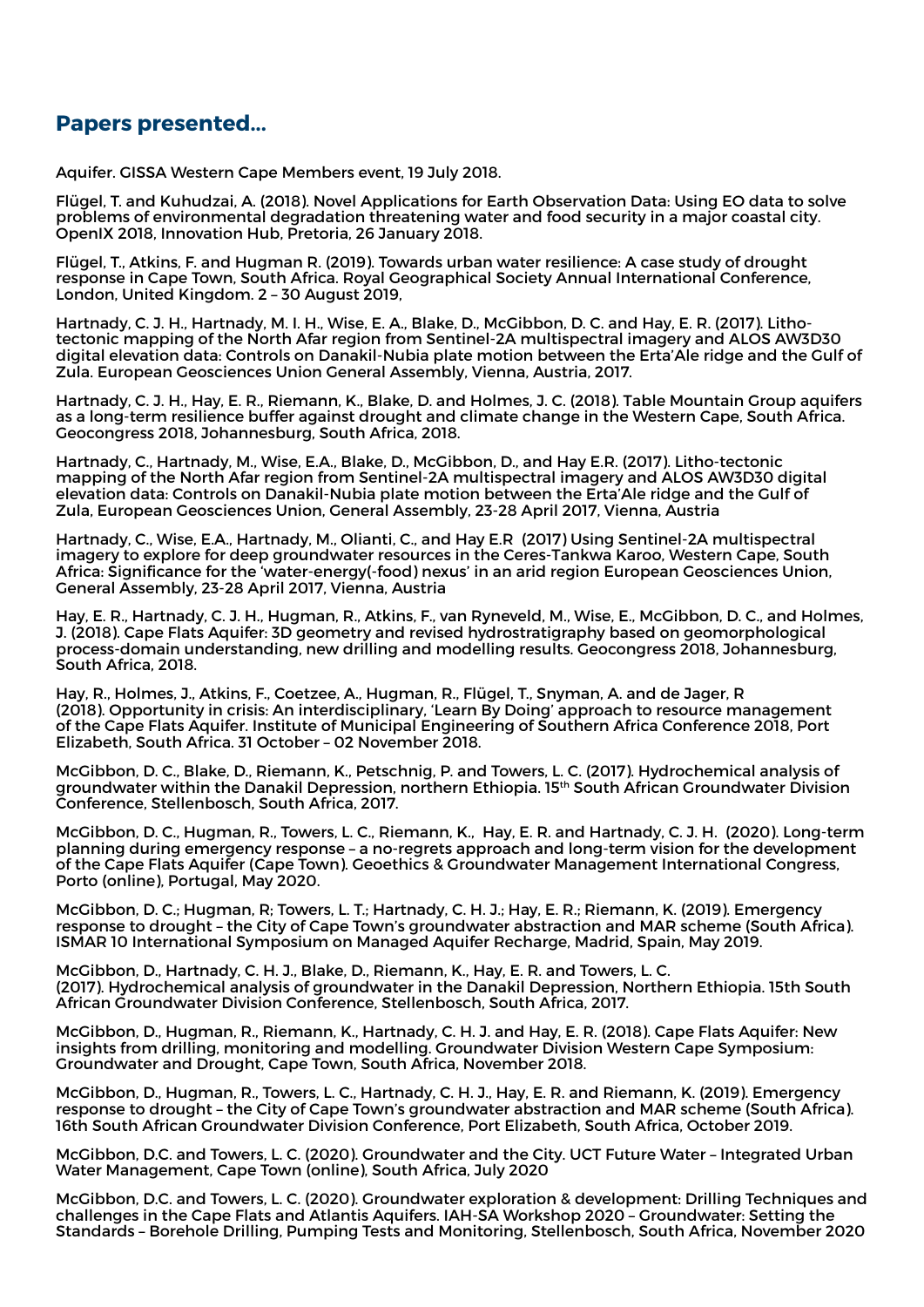## Papers presented...

Aquifer. GISSA Western Cape Members event, 19 July 2018.

Flügel, T. and Kuhudzai, A. (2018). Novel Applications for Earth Observation Data: Using EO data to solve problems of environmental degradation threatening water and food security in a major coastal city. OpenIX 2018, Innovation Hub, Pretoria, 26 January 2018.

Flügel, T., Atkins, F. and Hugman R. (2019). Towards urban water resilience: A case study of drought response in Cape Town, South Africa. Royal Geographical Society Annual International Conference, London, United Kingdom. 2 – 30 August 2019,

Hartnady, C. J. H., Hartnady, M. I. H., Wise, E. A., Blake, D., McGibbon, D. C. and Hay, E. R. (2017). Litho-tectonic mapping of the North Afar region from Sentinel-2A multispectral imagery and ALOS AW3D30 digital elevation data: Controls on Danakil-Nubia plate motion between the Erta'Ale ridge and the Gulf of Zula. European Geosciences Union General Assembly, Vienna, Austria, 2017.

Hartnady, C. J. H., Hay, E. R., Riemann, K., Blake, D. and Holmes, J. C. (2018). Table Mountain Group aquifers as a long-term resilience buffer against drought and climate change in the Western Cape, South Africa. Geocongress 2018, Johannesburg, South Africa, 2018.

Hartnady, C., Hartnady, M., Wise, E.A., Blake, D., McGibbon, D., and Hay E.R. (2017). Litho-tectonic mapping of the North Afar region from Sentinel-2A multispectral imagery and ALOS AW3D30 digital elevation data: Controls on Danakil-Nubia plate motion between the Erta'Ale ridge and the Gulf of Zula, European Geosciences Union, General Assembly, 23-28 April 2017, Vienna, Austria

Hartnady, C., Wise, E.A., Hartnady, M., Olianti, C., and Hay E.R (2017) Using Sentinel-2A multispectral imagery to explore for deep groundwater resources in the Ceres-Tankwa Karoo, Western Cape, South Africa: Significance for the 'water-energy(-food) nexus' in an arid region European Geosciences Union, General Assembly, 23-28 April 2017, Vienna, Austria

Hay, E. R., Hartnady, C. J. H., Hugman, R., Atkins, F., van Ryneveld, M., Wise, E., McGibbon, D. C., and Holmes, J. (2018). Cape Flats Aquifer: 3D geometry and revised hydrostratigraphy based on geomorphological process-domain understanding, new drilling and modelling results. Geocongress 2018, Johannesburg, South Africa, 2018.

Hay, R., Holmes, J., Atkins, F., Coetzee, A., Hugman, R., Flügel, T., Snyman, A. and de Jager, R (2018). Opportunity in crisis: An interdisciplinary, 'Learn By Doing' approach to resource management of the Cape Flats Aquifer. Institute of Municipal Engineering of Southern Africa Conference 2018, Port Elizabeth, South Africa. 31 October – 02 November 2018.

McGibbon, D. C., Blake, D., Riemann, K., Petschnig, P. and Towers, L. C. (2017). Hydrochemical analysis of groundwater within the Danakil Depression, northern Ethiopia. 15th South African Groundwater Division Conference, Stellenbosch, South Africa, 2017.

McGibbon, D. C., Hugman, R., Towers, L. C., Riemann, K., Hay, E. R. and Hartnady, C. J. H. (2020). Long-term planning during emergency response – a no-regrets approach and long-term vision for the development of the Cape Flats Aquifer (Cape Town). Geoethics & Groundwater Management International Congress, Porto (online), Portugal, May 2020.

McGibbon, D. C.; Hugman, R; Towers, L. T.; Hartnady, C. H. J.; Hay, E. R.; Riemann, K. (2019). Emergency response to drought – the City of Cape Town's groundwater abstraction and MAR scheme (South Africa). ISMAR 10 International Symposium on Managed Aquifer Recharge, Madrid, Spain, May 2019.

McGibbon, D., Hartnady, C. H. J., Blake, D., Riemann, K., Hay, E. R. and Towers, L. C. (2017). Hydrochemical analysis of groundwater in the Danakil Depression, Northern Ethiopia. 15th South African Groundwater Division Conference, Stellenbosch, South Africa, 2017.

McGibbon, D., Hugman, R., Riemann, K., Hartnady, C. H. J. and Hay, E. R. (2018). Cape Flats Aquifer: New insights from drilling, monitoring and modelling. Groundwater Division Western Cape Symposium: Groundwater and Drought, Cape Town, South Africa, November 2018.

McGibbon, D., Hugman, R., Towers, L. C., Hartnady, C. H. J., Hay, E. R. and Riemann, K. (2019). Emergency response to drought – the City of Cape Town's groundwater abstraction and MAR scheme (South Africa). 16th South African Groundwater Division Conference, Port Elizabeth, South Africa, October 2019.

McGibbon, D.C. and Towers, L. C. (2020). Groundwater and the City. UCT Future Water – Integrated Urban Water Management, Cape Town (online), South Africa, July 2020

McGibbon, D.C. and Towers, L. C. (2020). Groundwater exploration & development: Drilling Techniques and challenges in the Cape Flats and Atlantis Aquifers. IAH-SA Workshop 2020 – Groundwater: Setting the Standards – Borehole Drilling, Pumping Tests and Monitoring, Stellenbosch, South Africa, November 2020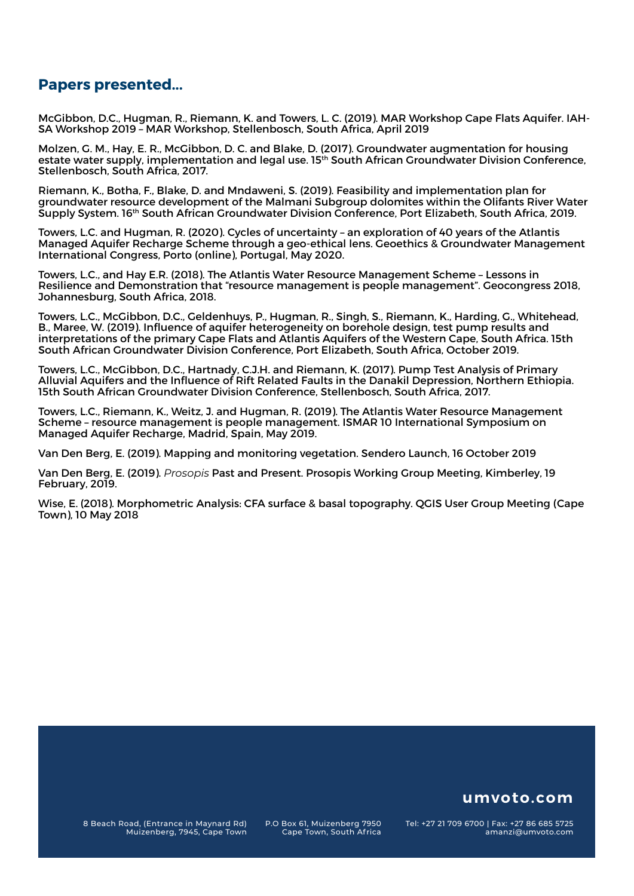## Papers presented...

McGibbon, D.C., Hugman, R., Riemann, K. and Towers, L. C. (2019). MAR Workshop Cape Flats Aquifer. IAH-SA Workshop 2019 – MAR Workshop, Stellenbosch, South Africa, April 2019

Molzen, G. M., Hay, E. R., McGibbon, D. C. and Blake, D. (2017). Groundwater augmentation for housing estate water supply, implementation and legal use. 15th South African Groundwater Division Conference, Stellenbosch, South Africa, 2017.

Riemann, K., Botha, F., Blake, D. and Mndaweni, S. (2019). Feasibility and implementation plan for groundwater resource development of the Malmani Subgroup dolomites within the Olifants River Water Supply System. 16th South African Groundwater Division Conference, Port Elizabeth, South Africa, 2019.

Towers, L.C. and Hugman, R. (2020). Cycles of uncertainty – an exploration of 40 years of the Atlantis Managed Aquifer Recharge Scheme through a geo-ethical lens. Geoethics & Groundwater Management International Congress, Porto (online), Portugal, May 2020.

Towers, L.C., and Hay E.R. (2018). The Atlantis Water Resource Management Scheme – Lessons in Resilience and Demonstration that "resource management is people management". Geocongress 2018, Johannesburg, South Africa, 2018.

Towers, L.C., McGibbon, D.C., Geldenhuys, P., Hugman, R., Singh, S., Riemann, K., Harding, G., Whitehead, B., Maree, W. (2019). Influence of aquifer heterogeneity on borehole design, test pump results and interpretations of the primary Cape Flats and Atlantis Aquifers of the Western Cape, South Africa. 15th South African Groundwater Division Conference, Port Elizabeth, South Africa, October 2019.

Towers, L.C., McGibbon, D.C., Hartnady, C.J.H. and Riemann, K. (2017). Pump Test Analysis of Primary Alluvial Aquifers and the Influence of Rift Related Faults in the Danakil Depression, Northern Ethiopia. 15th South African Groundwater Division Conference, Stellenbosch, South Africa, 2017.

Towers, L.C., Riemann, K., Weitz, J. and Hugman, R. (2019). The Atlantis Water Resource Management Scheme – resource management is people management. ISMAR 10 International Symposium on Managed Aquifer Recharge, Madrid, Spain, May 2019.

Van Den Berg, E. (2019). Mapping and monitoring vegetation. Sendero Launch, 16 October 2019

Van Den Berg, E. (2019). *Prosopis* Past and Present. Prosopis Working Group Meeting, Kimberley, 19 February, 2019.

Wise, E. (2018). Morphometric Analysis: CFA surface & basal topography. QGIS User Group Meeting (Cape Town), 10 May 2018

**umvoto.com**

8 Beach Road, (Entrance in Maynard Rd)
Muizenberg, 7945, Cape Town

P.O Box 61, Muizenberg 7950
Cape Town, South Africa

Tel: +27 21 709 6700 | Fax: +27 86 685 5725
amanzi@umvoto.com